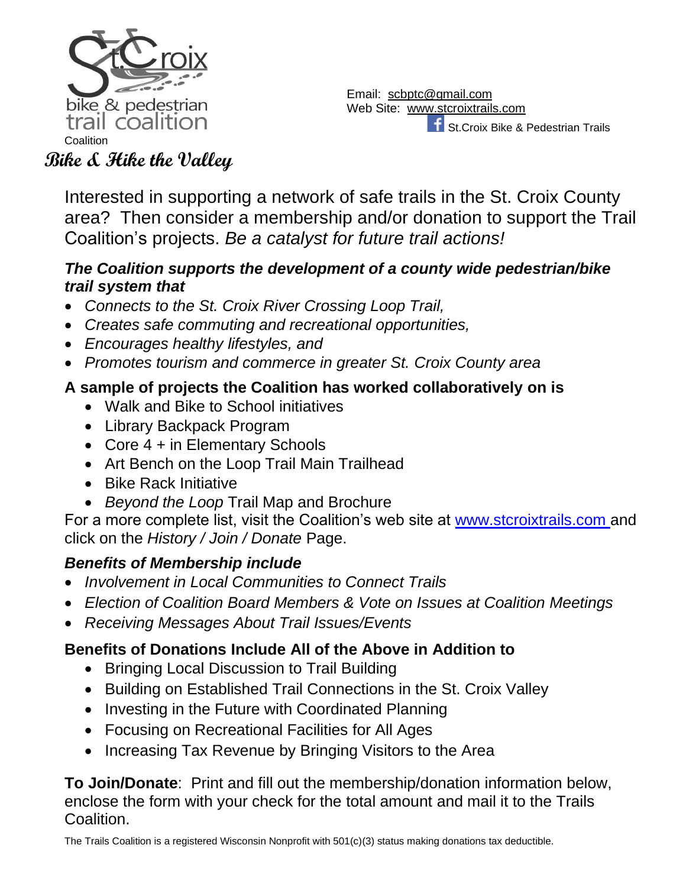St.Croix bike & pedestrian trail coalition

Coalition

Email: scbptc@gmail.com
Web Site: www.stcroixtrails.com
St.Croix Bike & Pedestrian Trails

# Bike & Hike the Valley

Interested in supporting a network of safe trails in the St. Croix County area? Then consider a membership and/or donation to support the Trail Coalition's projects. *Be a catalyst for future trail actions!*

***The Coalition supports the development of a county wide pedestrian/bike trail system that***

- *Connects to the St. Croix River Crossing Loop Trail,*
- *Creates safe commuting and recreational opportunities,*
- *Encourages healthy lifestyles, and*
- *Promotes tourism and commerce in greater St. Croix County area*

**A sample of projects the Coalition has worked collaboratively on is**

- Walk and Bike to School initiatives
- Library Backpack Program
- Core 4 + in Elementary Schools
- Art Bench on the Loop Trail Main Trailhead
- Bike Rack Initiative
- *Beyond the Loop* Trail Map and Brochure

For a more complete list, visit the Coalition's web site at www.stcroixtrails.com and click on the *History / Join / Donate* Page.

***Benefits of Membership include***

- *Involvement in Local Communities to Connect Trails*
- *Election of Coalition Board Members & Vote on Issues at Coalition Meetings*
- *Receiving Messages About Trail Issues/Events*

**Benefits of Donations Include All of the Above in Addition to**

- Bringing Local Discussion to Trail Building
- Building on Established Trail Connections in the St. Croix Valley
- Investing in the Future with Coordinated Planning
- Focusing on Recreational Facilities for All Ages
- Increasing Tax Revenue by Bringing Visitors to the Area

**To Join/Donate**: Print and fill out the membership/donation information below, enclose the form with your check for the total amount and mail it to the Trails Coalition.

The Trails Coalition is a registered Wisconsin Nonprofit with 501(c)(3) status making donations tax deductible.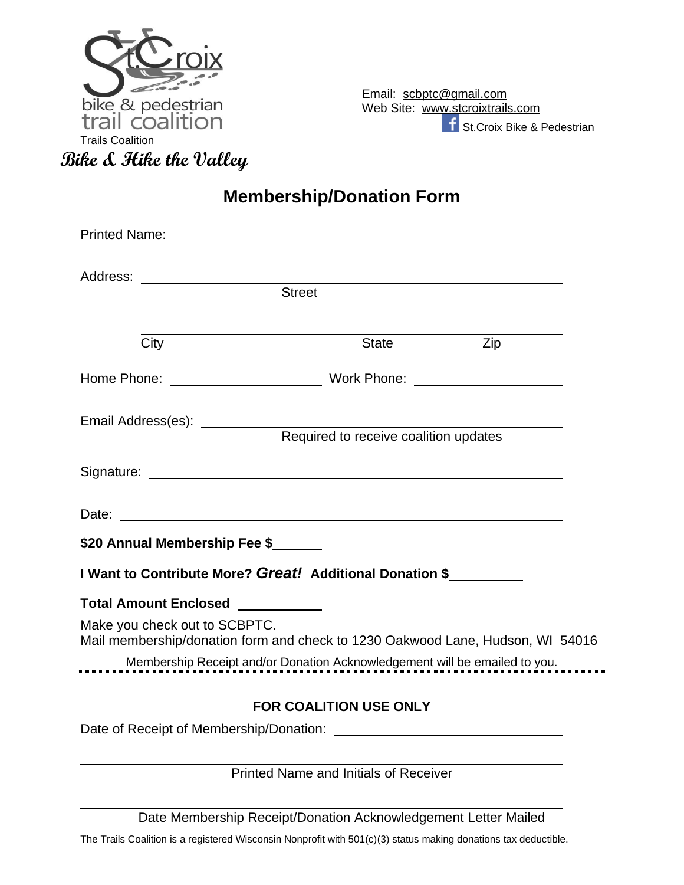St.Croix bike & pedestrian trail coalition

Trails Coalition

***Bike & Hike the Valley***

Email: scbptc@gmail.com
Web Site: www.stcroixtrails.com
St.Croix Bike & Pedestrian

## Membership/Donation Form

Printed Name: ______________________________________________

Address: ______________________________________________
Street

______________________________________________
City State Zip

Home Phone: ____________________ Work Phone: ____________________

Email Address(es): ______________________________________________
Required to receive coalition updates

Signature: ______________________________________________

Date: ______________________________________________

**$20 Annual Membership Fee $______**

**I Want to Contribute More? *Great!* Additional Donation $_________**

**Total Amount Enclosed __________**

Make you check out to SCBPTC.
Mail membership/donation form and check to 1230 Oakwood Lane, Hudson, WI 54016

Membership Receipt and/or Donation Acknowledgement will be emailed to you.

**FOR COALITION USE ONLY**

Date of Receipt of Membership/Donation: ______________________________

______________________________________________
Printed Name and Initials of Receiver

______________________________________________
Date Membership Receipt/Donation Acknowledgement Letter Mailed

The Trails Coalition is a registered Wisconsin Nonprofit with 501(c)(3) status making donations tax deductible.